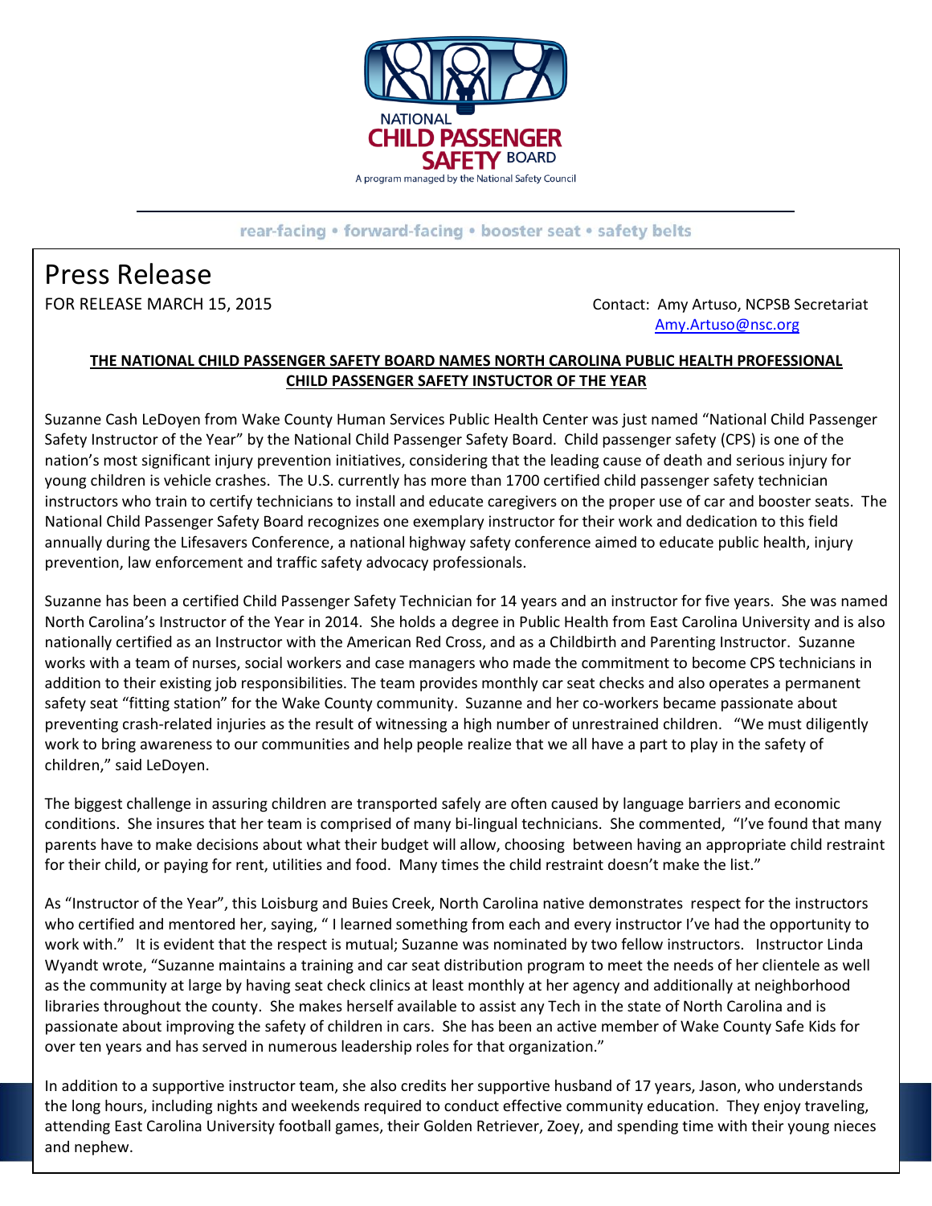NATIONAL
CHILD PASSENGER
SAFETY BOARD

A program managed by the National Safety Council

rear-facing • forward-facing • booster seat • safety belts

# Press Release

FOR RELEASE MARCH 15, 2015

Contact: Amy Artuso, NCPSB Secretariat
Amy.Artuso@nsc.org

**THE NATIONAL CHILD PASSENGER SAFETY BOARD NAMES NORTH CAROLINA PUBLIC HEALTH PROFESSIONAL CHILD PASSENGER SAFETY INSTUCTOR OF THE YEAR**

Suzanne Cash LeDoyen from Wake County Human Services Public Health Center was just named "National Child Passenger Safety Instructor of the Year" by the National Child Passenger Safety Board. Child passenger safety (CPS) is one of the nation's most significant injury prevention initiatives, considering that the leading cause of death and serious injury for young children is vehicle crashes. The U.S. currently has more than 1700 certified child passenger safety technician instructors who train to certify technicians to install and educate caregivers on the proper use of car and booster seats. The National Child Passenger Safety Board recognizes one exemplary instructor for their work and dedication to this field annually during the Lifesavers Conference, a national highway safety conference aimed to educate public health, injury prevention, law enforcement and traffic safety advocacy professionals.

Suzanne has been a certified Child Passenger Safety Technician for 14 years and an instructor for five years. She was named North Carolina's Instructor of the Year in 2014. She holds a degree in Public Health from East Carolina University and is also nationally certified as an Instructor with the American Red Cross, and as a Childbirth and Parenting Instructor. Suzanne works with a team of nurses, social workers and case managers who made the commitment to become CPS technicians in addition to their existing job responsibilities. The team provides monthly car seat checks and also operates a permanent safety seat "fitting station" for the Wake County community. Suzanne and her co-workers became passionate about preventing crash-related injuries as the result of witnessing a high number of unrestrained children. "We must diligently work to bring awareness to our communities and help people realize that we all have a part to play in the safety of children," said LeDoyen.

The biggest challenge in assuring children are transported safely are often caused by language barriers and economic conditions. She insures that her team is comprised of many bi-lingual technicians. She commented, "I've found that many parents have to make decisions about what their budget will allow, choosing between having an appropriate child restraint for their child, or paying for rent, utilities and food. Many times the child restraint doesn't make the list."

As "Instructor of the Year", this Loisburg and Buies Creek, North Carolina native demonstrates respect for the instructors who certified and mentored her, saying, " I learned something from each and every instructor I've had the opportunity to work with." It is evident that the respect is mutual; Suzanne was nominated by two fellow instructors. Instructor Linda Wyandt wrote, "Suzanne maintains a training and car seat distribution program to meet the needs of her clientele as well as the community at large by having seat check clinics at least monthly at her agency and additionally at neighborhood libraries throughout the county. She makes herself available to assist any Tech in the state of North Carolina and is passionate about improving the safety of children in cars. She has been an active member of Wake County Safe Kids for over ten years and has served in numerous leadership roles for that organization."

In addition to a supportive instructor team, she also credits her supportive husband of 17 years, Jason, who understands the long hours, including nights and weekends required to conduct effective community education. They enjoy traveling, attending East Carolina University football games, their Golden Retriever, Zoey, and spending time with their young nieces and nephew.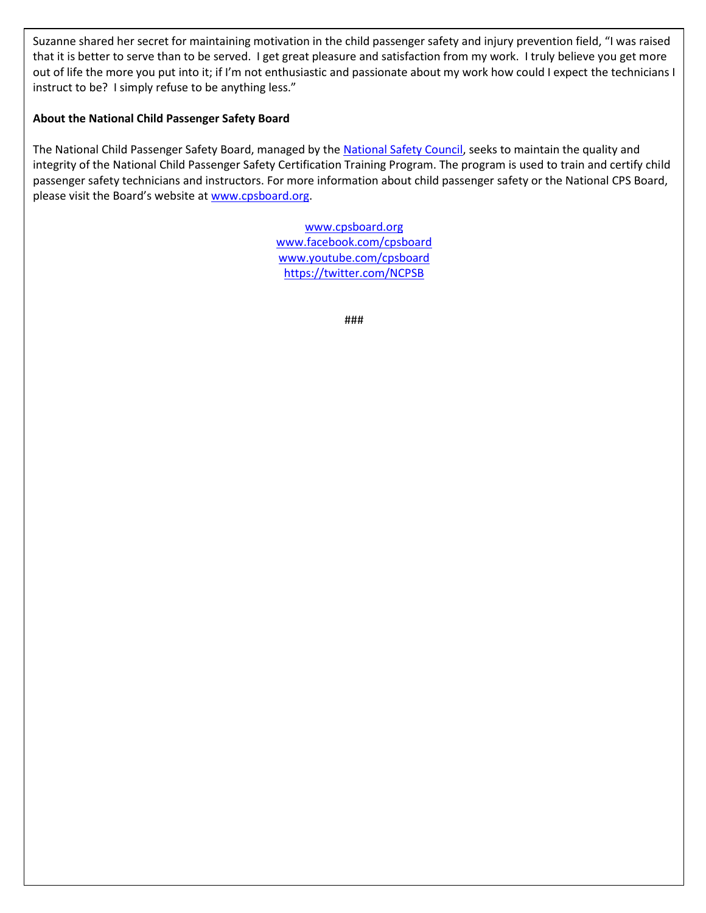Suzanne shared her secret for maintaining motivation in the child passenger safety and injury prevention field, “I was raised that it is better to serve than to be served.  I get great pleasure and satisfaction from my work.  I truly believe you get more out of life the more you put into it; if I’m not enthusiastic and passionate about my work how could I expect the technicians I instruct to be?  I simply refuse to be anything less.”

**About the National Child Passenger Safety Board**

The National Child Passenger Safety Board, managed by the National Safety Council, seeks to maintain the quality and integrity of the National Child Passenger Safety Certification Training Program. The program is used to train and certify child passenger safety technicians and instructors. For more information about child passenger safety or the National CPS Board, please visit the Board’s website at www.cpsboard.org.

www.cpsboard.org
www.facebook.com/cpsboard
www.youtube.com/cpsboard
https://twitter.com/NCPSB

###